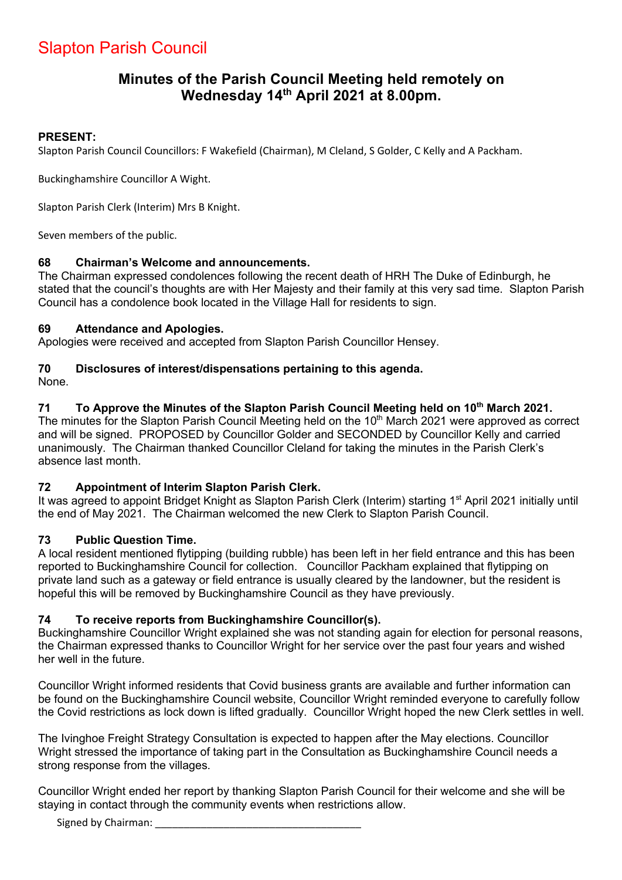# Slapton Parish Council

## Minutes of the Parish Council Meeting held remotely on Wednesday 14th April 2021 at 8.00pm.

**PRESENT:**

Slapton Parish Council Councillors: F Wakefield (Chairman), M Cleland, S Golder, C Kelly and A Packham.

Buckinghamshire Councillor A Wight.

Slapton Parish Clerk (Interim) Mrs B Knight.

Seven members of the public.

### 68 Chairman's Welcome and announcements.

The Chairman expressed condolences following the recent death of HRH The Duke of Edinburgh, he stated that the council's thoughts are with Her Majesty and their family at this very sad time. Slapton Parish Council has a condolence book located in the Village Hall for residents to sign.

### 69 Attendance and Apologies.

Apologies were received and accepted from Slapton Parish Councillor Hensey.

### 70 Disclosures of interest/dispensations pertaining to this agenda.

None.

### 71 To Approve the Minutes of the Slapton Parish Council Meeting held on 10th March 2021.

The minutes for the Slapton Parish Council Meeting held on the 10th March 2021 were approved as correct and will be signed. PROPOSED by Councillor Golder and SECONDED by Councillor Kelly and carried unanimously. The Chairman thanked Councillor Cleland for taking the minutes in the Parish Clerk's absence last month.

### 72 Appointment of Interim Slapton Parish Clerk.

It was agreed to appoint Bridget Knight as Slapton Parish Clerk (Interim) starting 1st April 2021 initially until the end of May 2021. The Chairman welcomed the new Clerk to Slapton Parish Council.

### 73 Public Question Time.

A local resident mentioned flytipping (building rubble) has been left in her field entrance and this has been reported to Buckinghamshire Council for collection. Councillor Packham explained that flytipping on private land such as a gateway or field entrance is usually cleared by the landowner, but the resident is hopeful this will be removed by Buckinghamshire Council as they have previously.

### 74 To receive reports from Buckinghamshire Councillor(s).

Buckinghamshire Councillor Wright explained she was not standing again for election for personal reasons, the Chairman expressed thanks to Councillor Wright for her service over the past four years and wished her well in the future.

Councillor Wright informed residents that Covid business grants are available and further information can be found on the Buckinghamshire Council website, Councillor Wright reminded everyone to carefully follow the Covid restrictions as lock down is lifted gradually. Councillor Wright hoped the new Clerk settles in well.

The Ivinghoe Freight Strategy Consultation is expected to happen after the May elections. Councillor Wright stressed the importance of taking part in the Consultation as Buckinghamshire Council needs a strong response from the villages.

Councillor Wright ended her report by thanking Slapton Parish Council for their welcome and she will be staying in contact through the community events when restrictions allow.

Signed by Chairman: ___________________________________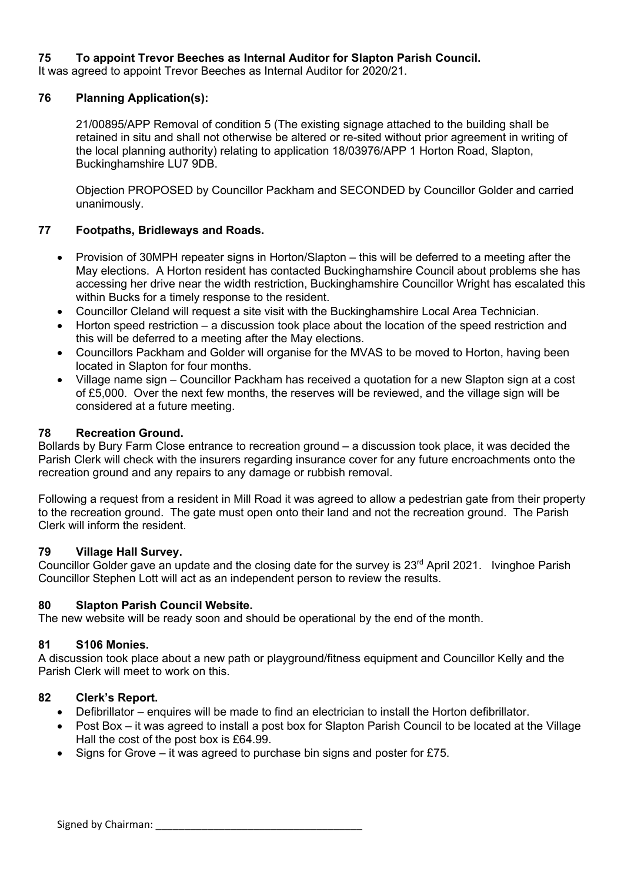**75 To appoint Trevor Beeches as Internal Auditor for Slapton Parish Council.**
It was agreed to appoint Trevor Beeches as Internal Auditor for 2020/21.

**76 Planning Application(s):**

21/00895/APP Removal of condition 5 (The existing signage attached to the building shall be retained in situ and shall not otherwise be altered or re-sited without prior agreement in writing of the local planning authority) relating to application 18/03976/APP 1 Horton Road, Slapton, Buckinghamshire LU7 9DB.

Objection PROPOSED by Councillor Packham and SECONDED by Councillor Golder and carried unanimously.

**77 Footpaths, Bridleways and Roads.**

- Provision of 30MPH repeater signs in Horton/Slapton – this will be deferred to a meeting after the May elections. A Horton resident has contacted Buckinghamshire Council about problems she has accessing her drive near the width restriction, Buckinghamshire Councillor Wright has escalated this within Bucks for a timely response to the resident.
- Councillor Cleland will request a site visit with the Buckinghamshire Local Area Technician.
- Horton speed restriction – a discussion took place about the location of the speed restriction and this will be deferred to a meeting after the May elections.
- Councillors Packham and Golder will organise for the MVAS to be moved to Horton, having been located in Slapton for four months.
- Village name sign – Councillor Packham has received a quotation for a new Slapton sign at a cost of £5,000. Over the next few months, the reserves will be reviewed, and the village sign will be considered at a future meeting.

**78 Recreation Ground.**
Bollards by Bury Farm Close entrance to recreation ground – a discussion took place, it was decided the Parish Clerk will check with the insurers regarding insurance cover for any future encroachments onto the recreation ground and any repairs to any damage or rubbish removal.

Following a request from a resident in Mill Road it was agreed to allow a pedestrian gate from their property to the recreation ground. The gate must open onto their land and not the recreation ground. The Parish Clerk will inform the resident.

**79 Village Hall Survey.**
Councillor Golder gave an update and the closing date for the survey is 23rd April 2021. Ivinghoe Parish Councillor Stephen Lott will act as an independent person to review the results.

**80 Slapton Parish Council Website.**
The new website will be ready soon and should be operational by the end of the month.

**81 S106 Monies.**
A discussion took place about a new path or playground/fitness equipment and Councillor Kelly and the Parish Clerk will meet to work on this.

**82 Clerk's Report.**

- Defibrillator – enquires will be made to find an electrician to install the Horton defibrillator.
- Post Box – it was agreed to install a post box for Slapton Parish Council to be located at the Village Hall the cost of the post box is £64.99.
- Signs for Grove – it was agreed to purchase bin signs and poster for £75.

Signed by Chairman: ___________________________________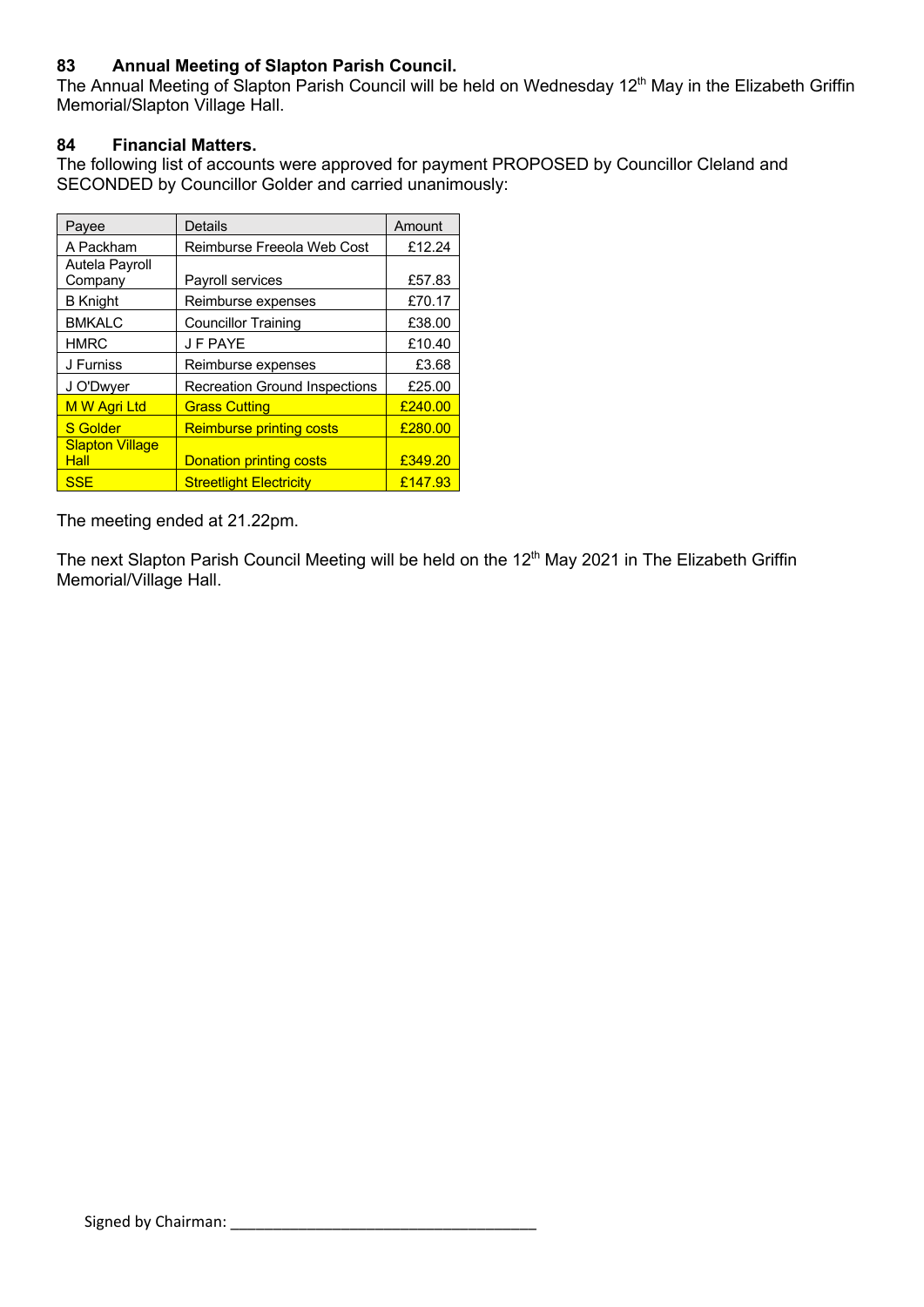### 83 Annual Meeting of Slapton Parish Council.

The Annual Meeting of Slapton Parish Council will be held on Wednesday 12th May in the Elizabeth Griffin Memorial/Slapton Village Hall.

### 84 Financial Matters.

The following list of accounts were approved for payment PROPOSED by Councillor Cleland and SECONDED by Councillor Golder and carried unanimously:

| Payee | Details | Amount |
|---|---|---|
| A Packham | Reimburse Freeola Web Cost | £12.24 |
| Autela Payroll Company | Payroll services | £57.83 |
| B Knight | Reimburse expenses | £70.17 |
| BMKALC | Councillor Training | £38.00 |
| HMRC | J F PAYE | £10.40 |
| J Furniss | Reimburse expenses | £3.68 |
| J O'Dwyer | Recreation Ground Inspections | £25.00 |
| M W Agri Ltd | Grass Cutting | £240.00 |
| S Golder | Reimburse printing costs | £280.00 |
| Slapton Village Hall | Donation printing costs | £349.20 |
| SSE | Streetlight Electricity | £147.93 |

The meeting ended at 21.22pm.

The next Slapton Parish Council Meeting will be held on the 12th May 2021 in The Elizabeth Griffin Memorial/Village Hall.

Signed by Chairman: ___________________________________